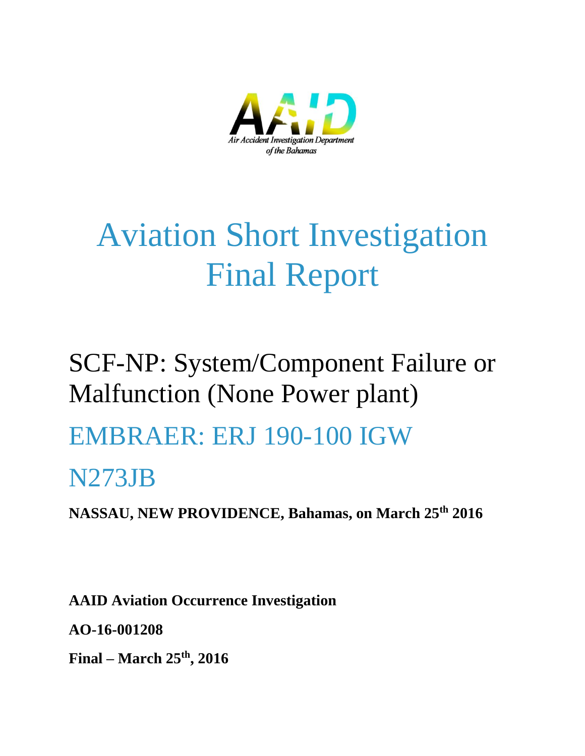AAID

Air Accident Investigation Department of the Bahamas

# Aviation Short Investigation Final Report

## SCF-NP: System/Component Failure or Malfunction (None Power plant)

## EMBRAER: ERJ 190-100 IGW

## N273JB

**NASSAU, NEW PROVIDENCE, Bahamas, on March 25th 2016**

**AAID Aviation Occurrence Investigation**

**AO-16-001208**

**Final – March 25th, 2016**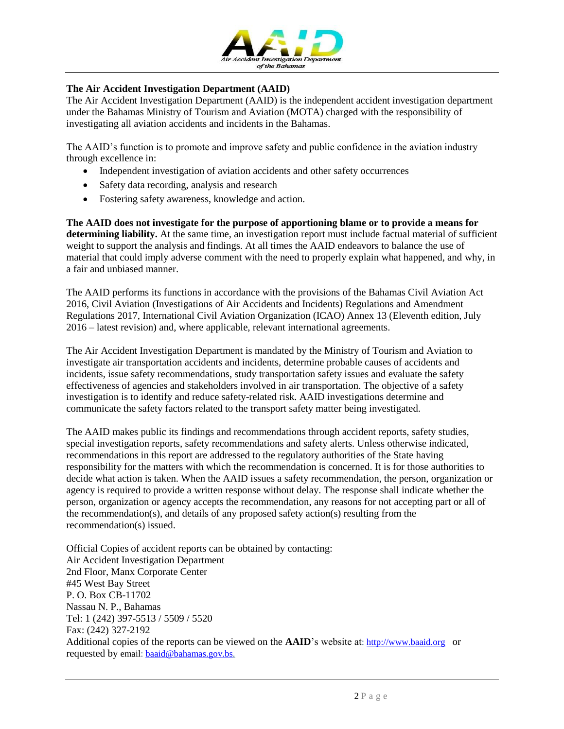## The Air Accident Investigation Department (AAID)

The Air Accident Investigation Department (AAID) is the independent accident investigation department under the Bahamas Ministry of Tourism and Aviation (MOTA) charged with the responsibility of investigating all aviation accidents and incidents in the Bahamas.

The AAID's function is to promote and improve safety and public confidence in the aviation industry through excellence in:

- Independent investigation of aviation accidents and other safety occurrences
- Safety data recording, analysis and research
- Fostering safety awareness, knowledge and action.

**The AAID does not investigate for the purpose of apportioning blame or to provide a means for determining liability.** At the same time, an investigation report must include factual material of sufficient weight to support the analysis and findings. At all times the AAID endeavors to balance the use of material that could imply adverse comment with the need to properly explain what happened, and why, in a fair and unbiased manner.

The AAID performs its functions in accordance with the provisions of the Bahamas Civil Aviation Act 2016, Civil Aviation (Investigations of Air Accidents and Incidents) Regulations and Amendment Regulations 2017, International Civil Aviation Organization (ICAO) Annex 13 (Eleventh edition, July 2016 – latest revision) and, where applicable, relevant international agreements.

The Air Accident Investigation Department is mandated by the Ministry of Tourism and Aviation to investigate air transportation accidents and incidents, determine probable causes of accidents and incidents, issue safety recommendations, study transportation safety issues and evaluate the safety effectiveness of agencies and stakeholders involved in air transportation. The objective of a safety investigation is to identify and reduce safety-related risk. AAID investigations determine and communicate the safety factors related to the transport safety matter being investigated.

The AAID makes public its findings and recommendations through accident reports, safety studies, special investigation reports, safety recommendations and safety alerts. Unless otherwise indicated, recommendations in this report are addressed to the regulatory authorities of the State having responsibility for the matters with which the recommendation is concerned. It is for those authorities to decide what action is taken. When the AAID issues a safety recommendation, the person, organization or agency is required to provide a written response without delay. The response shall indicate whether the person, organization or agency accepts the recommendation, any reasons for not accepting part or all of the recommendation(s), and details of any proposed safety action(s) resulting from the recommendation(s) issued.

Official Copies of accident reports can be obtained by contacting:
Air Accident Investigation Department
2nd Floor, Manx Corporate Center
#45 West Bay Street
P. O. Box CB-11702
Nassau N. P., Bahamas
Tel: 1 (242) 397-5513 / 5509 / 5520
Fax: (242) 327-2192
Additional copies of the reports can be viewed on the **AAID**'s website at: http://www.baaid.org or requested by email: baaid@bahamas.gov.bs.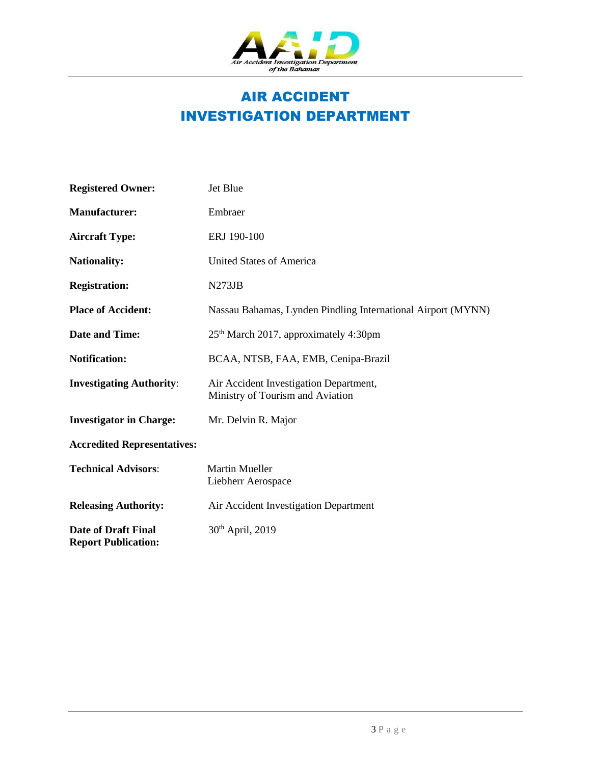# AIR ACCIDENT INVESTIGATION DEPARTMENT

| | |
|---|---|
| **Registered Owner:** | Jet Blue |
| **Manufacturer:** | Embraer |
| **Aircraft Type:** | ERJ 190-100 |
| **Nationality:** | United States of America |
| **Registration:** | N273JB |
| **Place of Accident:** | Nassau Bahamas, Lynden Pindling International Airport (MYNN) |
| **Date and Time:** | 25th March 2017, approximately 4:30pm |
| **Notification:** | BCAA, NTSB, FAA, EMB, Cenipa-Brazil |
| **Investigating Authority:** | Air Accident Investigation Department, Ministry of Tourism and Aviation |
| **Investigator in Charge:** | Mr. Delvin R. Major |
| **Accredited Representatives:** | |
| **Technical Advisors:** | Martin Mueller<br>Liebherr Aerospace |
| **Releasing Authority:** | Air Accident Investigation Department |
| **Date of Draft Final Report Publication:** | 30th April, 2019 |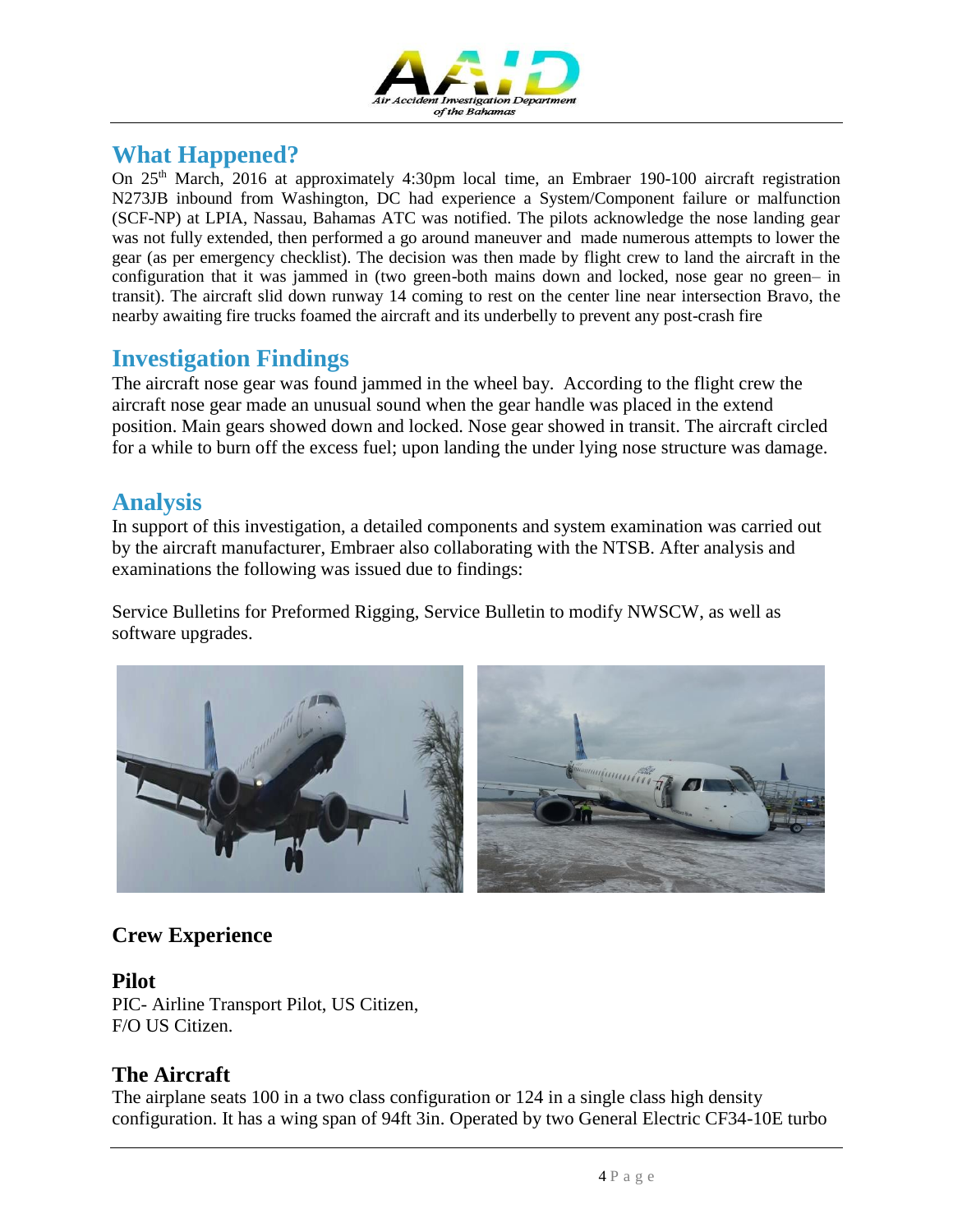## What Happened?

On 25th March, 2016 at approximately 4:30pm local time, an Embraer 190-100 aircraft registration N273JB inbound from Washington, DC had experience a System/Component failure or malfunction (SCF-NP) at LPIA, Nassau, Bahamas ATC was notified. The pilots acknowledge the nose landing gear was not fully extended, then performed a go around maneuver and made numerous attempts to lower the gear (as per emergency checklist). The decision was then made by flight crew to land the aircraft in the configuration that it was jammed in (two green-both mains down and locked, nose gear no green– in transit). The aircraft slid down runway 14 coming to rest on the center line near intersection Bravo, the nearby awaiting fire trucks foamed the aircraft and its underbelly to prevent any post-crash fire

## Investigation Findings

The aircraft nose gear was found jammed in the wheel bay. According to the flight crew the aircraft nose gear made an unusual sound when the gear handle was placed in the extend position. Main gears showed down and locked. Nose gear showed in transit. The aircraft circled for a while to burn off the excess fuel; upon landing the under lying nose structure was damage.

## Analysis

In support of this investigation, a detailed components and system examination was carried out by the aircraft manufacturer, Embraer also collaborating with the NTSB. After analysis and examinations the following was issued due to findings:

Service Bulletins for Preformed Rigging, Service Bulletin to modify NWSCW, as well as software upgrades.

### Crew Experience

#### Pilot

PIC- Airline Transport Pilot, US Citizen,
F/O US Citizen.

### The Aircraft

The airplane seats 100 in a two class configuration or 124 in a single class high density configuration. It has a wing span of 94ft 3in. Operated by two General Electric CF34-10E turbo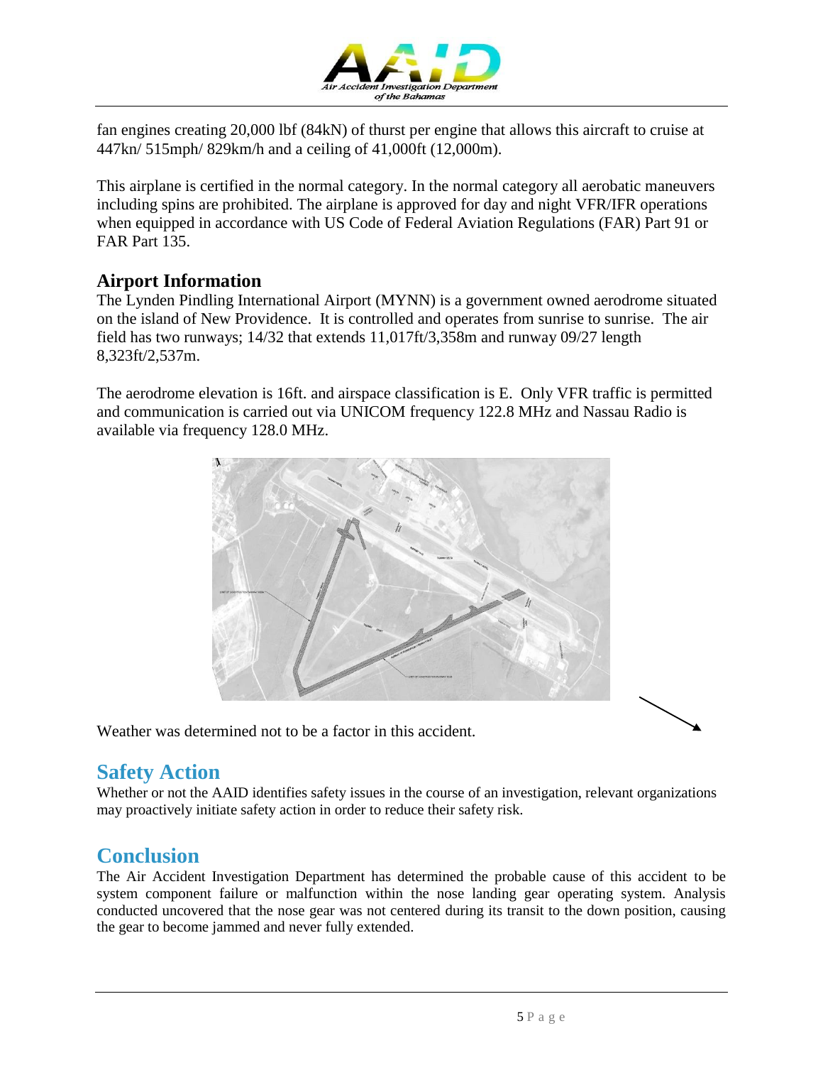fan engines creating 20,000 lbf (84kN) of thrust per engine that allows this aircraft to cruise at 447kn/ 515mph/ 829km/h and a ceiling of 41,000ft (12,000m).

This airplane is certified in the normal category. In the normal category all aerobatic maneuvers including spins are prohibited. The airplane is approved for day and night VFR/IFR operations when equipped in accordance with US Code of Federal Aviation Regulations (FAR) Part 91 or FAR Part 135.

## Airport Information

The Lynden Pindling International Airport (MYNN) is a government owned aerodrome situated on the island of New Providence. It is controlled and operates from sunrise to sunrise. The air field has two runways; 14/32 that extends 11,017ft/3,358m and runway 09/27 length 8,323ft/2,537m.

The aerodrome elevation is 16ft. and airspace classification is E. Only VFR traffic is permitted and communication is carried out via UNICOM frequency 122.8 MHz and Nassau Radio is available via frequency 128.0 MHz.

Weather was determined not to be a factor in this accident.

## Safety Action

Whether or not the AAID identifies safety issues in the course of an investigation, relevant organizations may proactively initiate safety action in order to reduce their safety risk.

## Conclusion

The Air Accident Investigation Department has determined the probable cause of this accident to be system component failure or malfunction within the nose landing gear operating system. Analysis conducted uncovered that the nose gear was not centered during its transit to the down position, causing the gear to become jammed and never fully extended.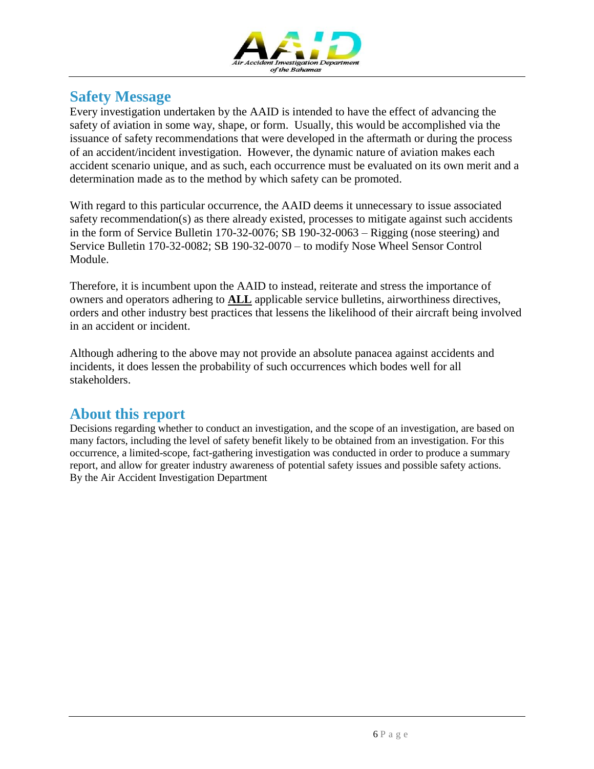## Safety Message

Every investigation undertaken by the AAID is intended to have the effect of advancing the safety of aviation in some way, shape, or form. Usually, this would be accomplished via the issuance of safety recommendations that were developed in the aftermath or during the process of an accident/incident investigation. However, the dynamic nature of aviation makes each accident scenario unique, and as such, each occurrence must be evaluated on its own merit and a determination made as to the method by which safety can be promoted.

With regard to this particular occurrence, the AAID deems it unnecessary to issue associated safety recommendation(s) as there already existed, processes to mitigate against such accidents in the form of Service Bulletin 170-32-0076; SB 190-32-0063 – Rigging (nose steering) and Service Bulletin 170-32-0082; SB 190-32-0070 – to modify Nose Wheel Sensor Control Module.

Therefore, it is incumbent upon the AAID to instead, reiterate and stress the importance of owners and operators adhering to **ALL** applicable service bulletins, airworthiness directives, orders and other industry best practices that lessens the likelihood of their aircraft being involved in an accident or incident.

Although adhering to the above may not provide an absolute panacea against accidents and incidents, it does lessen the probability of such occurrences which bodes well for all stakeholders.

## About this report

Decisions regarding whether to conduct an investigation, and the scope of an investigation, are based on many factors, including the level of safety benefit likely to be obtained from an investigation. For this occurrence, a limited-scope, fact-gathering investigation was conducted in order to produce a summary report, and allow for greater industry awareness of potential safety issues and possible safety actions.
By the Air Accident Investigation Department